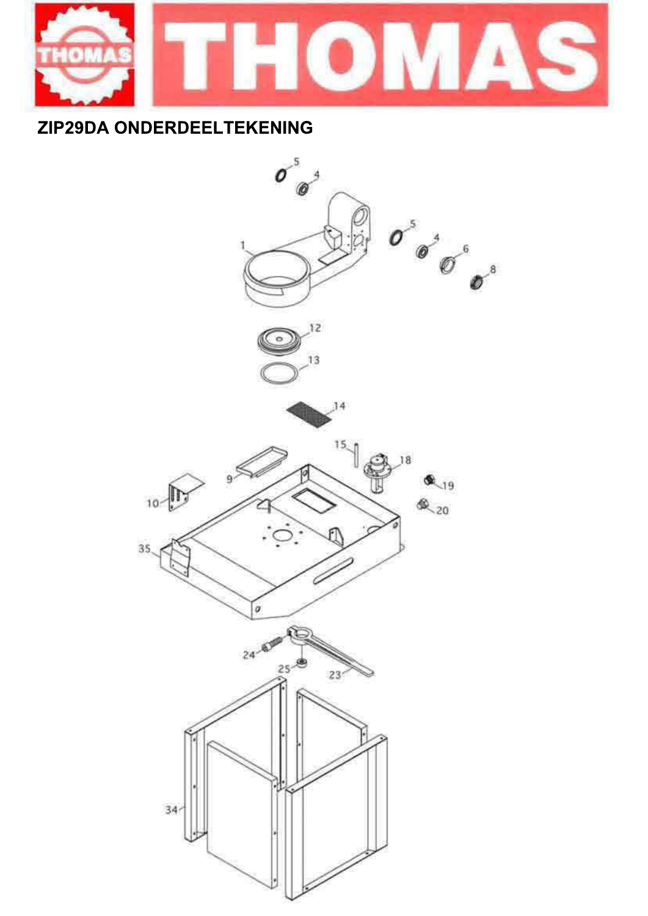# THOMAS

## ZIP29DA ONDERDEELTEKENING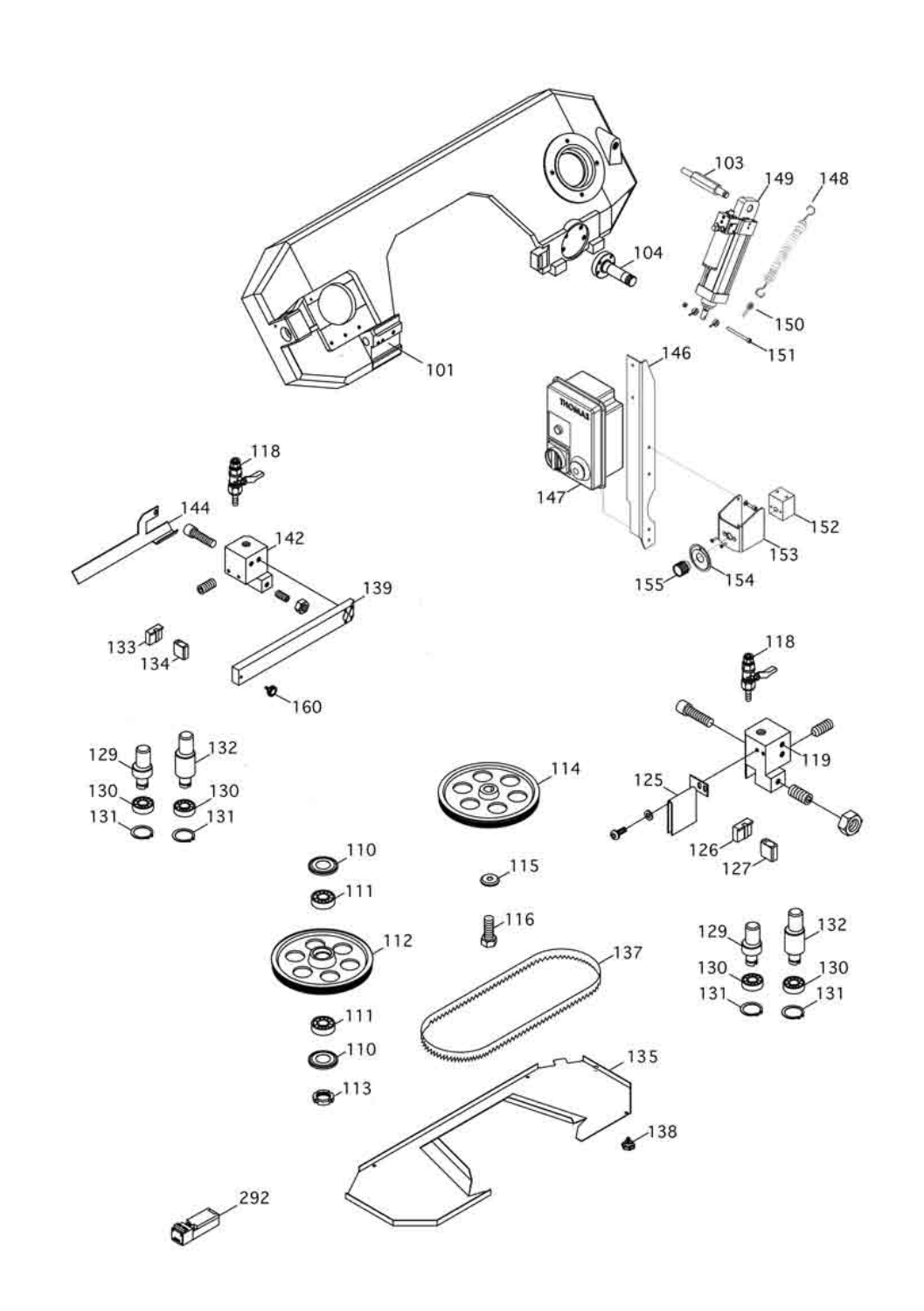103
149
148
104
150
101
151
146
147
118
144
142
152
153
139
155
154
133
134
160
118
129
132
119
130
130
131
131
114
125
110
115
126
127
111
116
129
132
112
137
130
130
131
131
111
110
135
113
138
292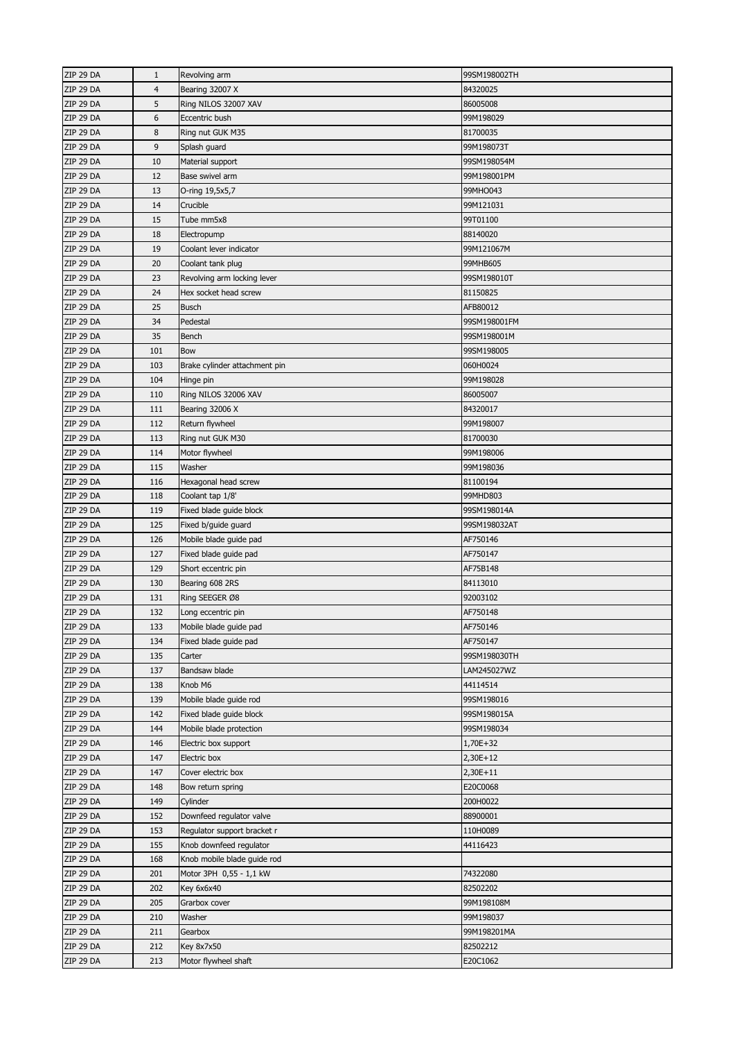| ZIP 29 DA | 1 | Revolving arm | 99SM198002TH |
|---|---|---|---|
| ZIP 29 DA | 4 | Bearing 32007 X | 84320025 |
| ZIP 29 DA | 5 | Ring NILOS 32007 XAV | 86005008 |
| ZIP 29 DA | 6 | Eccentric bush | 99M198029 |
| ZIP 29 DA | 8 | Ring nut GUK M35 | 81700035 |
| ZIP 29 DA | 9 | Splash guard | 99M198073T |
| ZIP 29 DA | 10 | Material support | 99SM198054M |
| ZIP 29 DA | 12 | Base swivel arm | 99M198001PM |
| ZIP 29 DA | 13 | O-ring 19,5x5,7 | 99MHO043 |
| ZIP 29 DA | 14 | Crucible | 99M121031 |
| ZIP 29 DA | 15 | Tube mm5x8 | 99T01100 |
| ZIP 29 DA | 18 | Electropump | 88140020 |
| ZIP 29 DA | 19 | Coolant lever indicator | 99M121067M |
| ZIP 29 DA | 20 | Coolant tank plug | 99MHB605 |
| ZIP 29 DA | 23 | Revolving arm locking lever | 99SM198010T |
| ZIP 29 DA | 24 | Hex socket head screw | 81150825 |
| ZIP 29 DA | 25 | Busch | AFB80012 |
| ZIP 29 DA | 34 | Pedestal | 99SM198001FM |
| ZIP 29 DA | 35 | Bench | 99SM198001M |
| ZIP 29 DA | 101 | Bow | 99SM198005 |
| ZIP 29 DA | 103 | Brake cylinder attachment pin | 060H0024 |
| ZIP 29 DA | 104 | Hinge pin | 99M198028 |
| ZIP 29 DA | 110 | Ring NILOS 32006 XAV | 86005007 |
| ZIP 29 DA | 111 | Bearing 32006 X | 84320017 |
| ZIP 29 DA | 112 | Return flywheel | 99M198007 |
| ZIP 29 DA | 113 | Ring nut GUK M30 | 81700030 |
| ZIP 29 DA | 114 | Motor flywheel | 99M198006 |
| ZIP 29 DA | 115 | Washer | 99M198036 |
| ZIP 29 DA | 116 | Hexagonal head screw | 81100194 |
| ZIP 29 DA | 118 | Coolant tap 1/8' | 99MHD803 |
| ZIP 29 DA | 119 | Fixed blade guide block | 99SM198014A |
| ZIP 29 DA | 125 | Fixed b/guide guard | 99SM198032AT |
| ZIP 29 DA | 126 | Mobile blade guide pad | AF750146 |
| ZIP 29 DA | 127 | Fixed blade guide pad | AF750147 |
| ZIP 29 DA | 129 | Short eccentric pin | AF75B148 |
| ZIP 29 DA | 130 | Bearing 608 2RS | 84113010 |
| ZIP 29 DA | 131 | Ring SEEGER Ø8 | 92003102 |
| ZIP 29 DA | 132 | Long eccentric pin | AF750148 |
| ZIP 29 DA | 133 | Mobile blade guide pad | AF750146 |
| ZIP 29 DA | 134 | Fixed blade guide pad | AF750147 |
| ZIP 29 DA | 135 | Carter | 99SM198030TH |
| ZIP 29 DA | 137 | Bandsaw blade | LAM245027WZ |
| ZIP 29 DA | 138 | Knob M6 | 44114514 |
| ZIP 29 DA | 139 | Mobile blade guide rod | 99SM198016 |
| ZIP 29 DA | 142 | Fixed blade guide block | 99SM198015A |
| ZIP 29 DA | 144 | Mobile blade protection | 99SM198034 |
| ZIP 29 DA | 146 | Electric box support | 1,70E+32 |
| ZIP 29 DA | 147 | Electric box | 2,30E+12 |
| ZIP 29 DA | 147 | Cover electric box | 2,30E+11 |
| ZIP 29 DA | 148 | Bow return spring | E20C0068 |
| ZIP 29 DA | 149 | Cylinder | 200H0022 |
| ZIP 29 DA | 152 | Downfeed regulator valve | 88900001 |
| ZIP 29 DA | 153 | Regulator support bracket r | 110H0089 |
| ZIP 29 DA | 155 | Knob downfeed regulator | 44116423 |
| ZIP 29 DA | 168 | Knob mobile blade guide rod | |
| ZIP 29 DA | 201 | Motor 3PH 0,55 - 1,1 kW | 74322080 |
| ZIP 29 DA | 202 | Key 6x6x40 | 82502202 |
| ZIP 29 DA | 205 | Grarbox cover | 99M198108M |
| ZIP 29 DA | 210 | Washer | 99M198037 |
| ZIP 29 DA | 211 | Gearbox | 99M198201MA |
| ZIP 29 DA | 212 | Key 8x7x50 | 82502212 |
| ZIP 29 DA | 213 | Motor flywheel shaft | E20C1062 |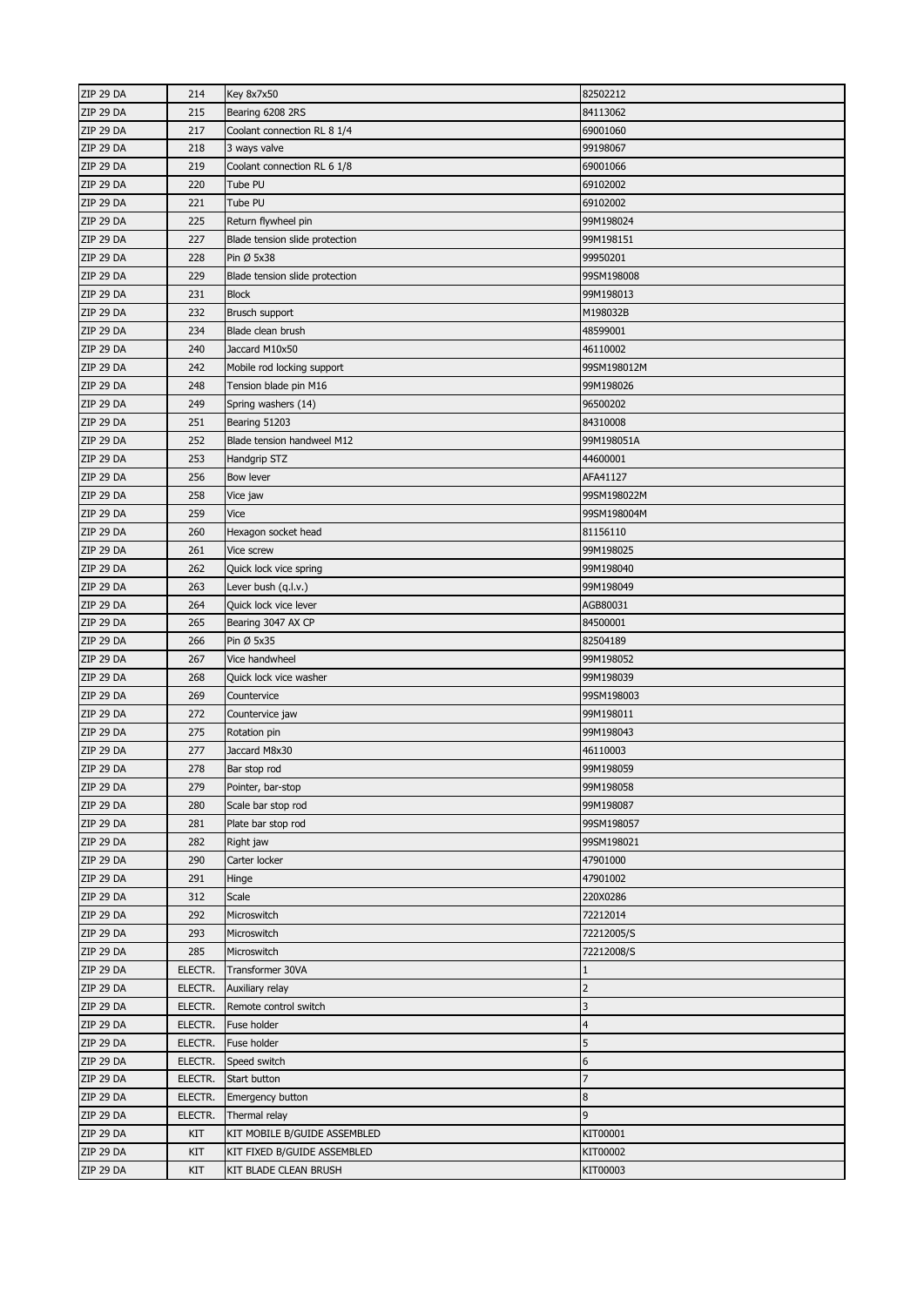| | | | |
|---|---|---|---|
| ZIP 29 DA | 214 | Key 8x7x50 | 82502212 |
| ZIP 29 DA | 215 | Bearing 6208 2RS | 84113062 |
| ZIP 29 DA | 217 | Coolant connection RL 8 1/4 | 69001060 |
| ZIP 29 DA | 218 | 3 ways valve | 99198067 |
| ZIP 29 DA | 219 | Coolant connection RL 6 1/8 | 69001066 |
| ZIP 29 DA | 220 | Tube PU | 69102002 |
| ZIP 29 DA | 221 | Tube PU | 69102002 |
| ZIP 29 DA | 225 | Return flywheel pin | 99M198024 |
| ZIP 29 DA | 227 | Blade tension slide protection | 99M198151 |
| ZIP 29 DA | 228 | Pin Ø 5x38 | 99950201 |
| ZIP 29 DA | 229 | Blade tension slide protection | 99SM198008 |
| ZIP 29 DA | 231 | Block | 99M198013 |
| ZIP 29 DA | 232 | Brusch support | M198032B |
| ZIP 29 DA | 234 | Blade clean brush | 48599001 |
| ZIP 29 DA | 240 | Jaccard M10x50 | 46110002 |
| ZIP 29 DA | 242 | Mobile rod locking support | 99SM198012M |
| ZIP 29 DA | 248 | Tension blade pin M16 | 99M198026 |
| ZIP 29 DA | 249 | Spring washers (14) | 96500202 |
| ZIP 29 DA | 251 | Bearing 51203 | 84310008 |
| ZIP 29 DA | 252 | Blade tension handweel M12 | 99M198051A |
| ZIP 29 DA | 253 | Handgrip STZ | 44600001 |
| ZIP 29 DA | 256 | Bow lever | AFA41127 |
| ZIP 29 DA | 258 | Vice jaw | 99SM198022M |
| ZIP 29 DA | 259 | Vice | 99SM198004M |
| ZIP 29 DA | 260 | Hexagon socket head | 81156110 |
| ZIP 29 DA | 261 | Vice screw | 99M198025 |
| ZIP 29 DA | 262 | Quick lock vice spring | 99M198040 |
| ZIP 29 DA | 263 | Lever bush (q.l.v.) | 99M198049 |
| ZIP 29 DA | 264 | Quick lock vice lever | AGB80031 |
| ZIP 29 DA | 265 | Bearing 3047 AX CP | 84500001 |
| ZIP 29 DA | 266 | Pin Ø 5x35 | 82504189 |
| ZIP 29 DA | 267 | Vice handwheel | 99M198052 |
| ZIP 29 DA | 268 | Quick lock vice washer | 99M198039 |
| ZIP 29 DA | 269 | Countervice | 99SM198003 |
| ZIP 29 DA | 272 | Countervice jaw | 99M198011 |
| ZIP 29 DA | 275 | Rotation pin | 99M198043 |
| ZIP 29 DA | 277 | Jaccard M8x30 | 46110003 |
| ZIP 29 DA | 278 | Bar stop rod | 99M198059 |
| ZIP 29 DA | 279 | Pointer, bar-stop | 99M198058 |
| ZIP 29 DA | 280 | Scale bar stop rod | 99M198087 |
| ZIP 29 DA | 281 | Plate bar stop rod | 99SM198057 |
| ZIP 29 DA | 282 | Right jaw | 99SM198021 |
| ZIP 29 DA | 290 | Carter locker | 47901000 |
| ZIP 29 DA | 291 | Hinge | 47901002 |
| ZIP 29 DA | 312 | Scale | 220X0286 |
| ZIP 29 DA | 292 | Microswitch | 72212014 |
| ZIP 29 DA | 293 | Microswitch | 72212005/S |
| ZIP 29 DA | 285 | Microswitch | 72212008/S |
| ZIP 29 DA | ELECTR. | Transformer 30VA | 1 |
| ZIP 29 DA | ELECTR. | Auxiliary relay | 2 |
| ZIP 29 DA | ELECTR. | Remote control switch | 3 |
| ZIP 29 DA | ELECTR. | Fuse holder | 4 |
| ZIP 29 DA | ELECTR. | Fuse holder | 5 |
| ZIP 29 DA | ELECTR. | Speed switch | 6 |
| ZIP 29 DA | ELECTR. | Start button | 7 |
| ZIP 29 DA | ELECTR. | Emergency button | 8 |
| ZIP 29 DA | ELECTR. | Thermal relay | 9 |
| ZIP 29 DA | KIT | KIT MOBILE B/GUIDE ASSEMBLED | KIT00001 |
| ZIP 29 DA | KIT | KIT FIXED B/GUIDE ASSEMBLED | KIT00002 |
| ZIP 29 DA | KIT | KIT BLADE CLEAN BRUSH | KIT00003 |